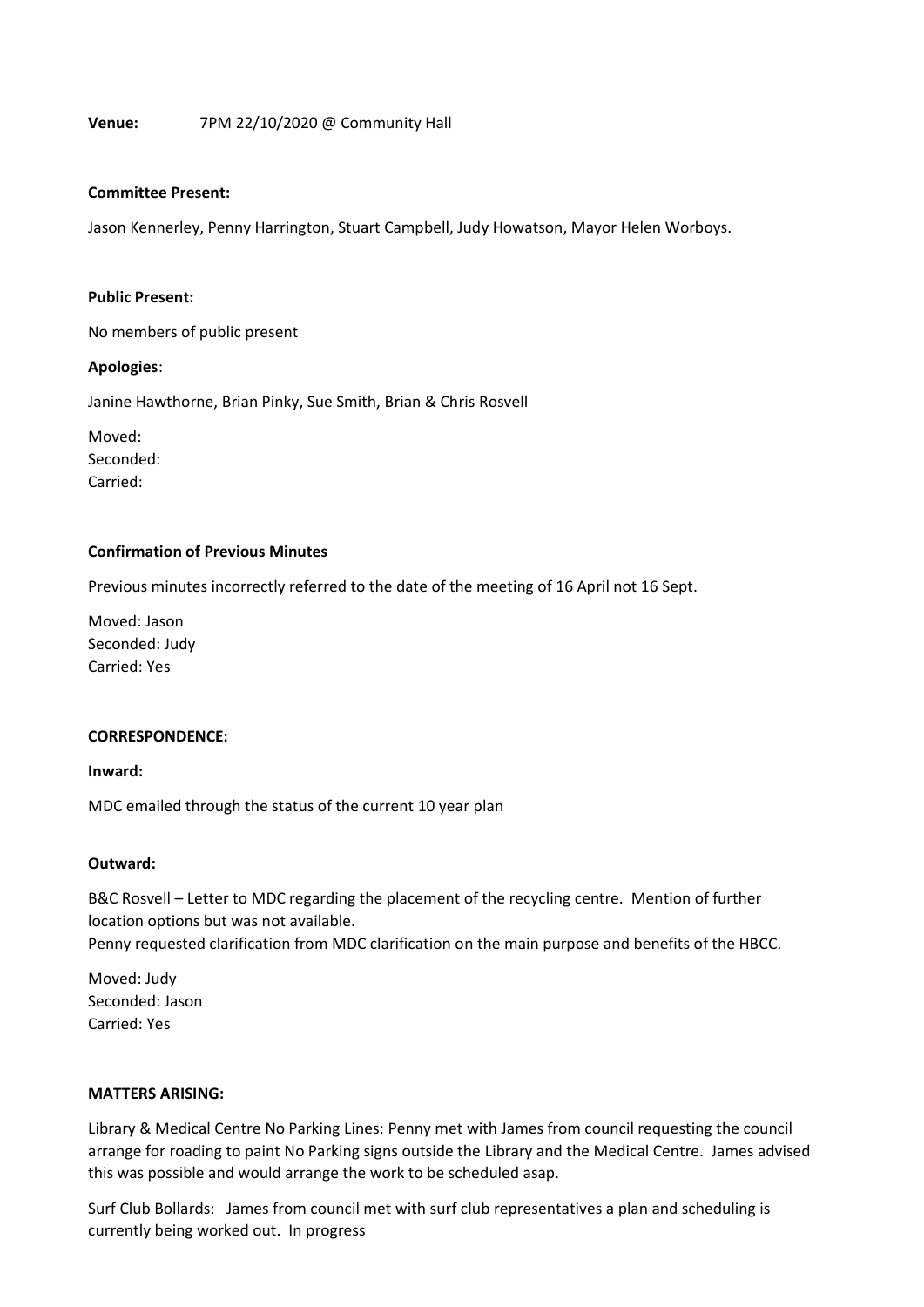**Venue:** 7PM 22/10/2020 @ Community Hall

**Committee Present:**

Jason Kennerley, Penny Harrington, Stuart Campbell, Judy Howatson, Mayor Helen Worboys.

**Public Present:**

No members of public present

**Apologies**:

Janine Hawthorne, Brian Pinky, Sue Smith, Brian & Chris Rosvell

Moved:
Seconded:
Carried:

**Confirmation of Previous Minutes**

Previous minutes incorrectly referred to the date of the meeting of 16 April not 16 Sept.

Moved: Jason
Seconded: Judy
Carried: Yes

**CORRESPONDENCE:**

**Inward:**

MDC emailed through the status of the current 10 year plan

**Outward:**

B&C Rosvell – Letter to MDC regarding the placement of the recycling centre. Mention of further location options but was not available.
Penny requested clarification from MDC clarification on the main purpose and benefits of the HBCC.

Moved: Judy
Seconded: Jason
Carried: Yes

**MATTERS ARISING:**

Library & Medical Centre No Parking Lines: Penny met with James from council requesting the council arrange for roading to paint No Parking signs outside the Library and the Medical Centre. James advised this was possible and would arrange the work to be scheduled asap.

Surf Club Bollards: James from council met with surf club representatives a plan and scheduling is currently being worked out. In progress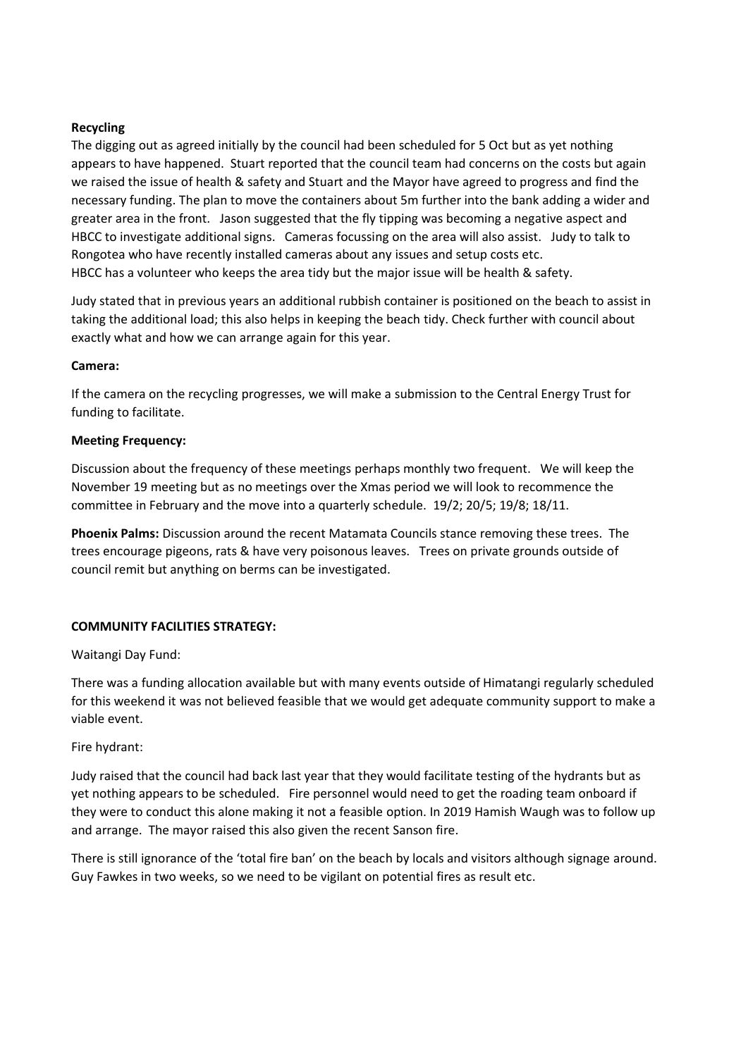**Recycling**

The digging out as agreed initially by the council had been scheduled for 5 Oct but as yet nothing appears to have happened. Stuart reported that the council team had concerns on the costs but again we raised the issue of health & safety and Stuart and the Mayor have agreed to progress and find the necessary funding. The plan to move the containers about 5m further into the bank adding a wider and greater area in the front. Jason suggested that the fly tipping was becoming a negative aspect and HBCC to investigate additional signs. Cameras focussing on the area will also assist. Judy to talk to Rongotea who have recently installed cameras about any issues and setup costs etc.
HBCC has a volunteer who keeps the area tidy but the major issue will be health & safety.

Judy stated that in previous years an additional rubbish container is positioned on the beach to assist in taking the additional load; this also helps in keeping the beach tidy. Check further with council about exactly what and how we can arrange again for this year.

**Camera:**

If the camera on the recycling progresses, we will make a submission to the Central Energy Trust for funding to facilitate.

**Meeting Frequency:**

Discussion about the frequency of these meetings perhaps monthly two frequent. We will keep the November 19 meeting but as no meetings over the Xmas period we will look to recommence the committee in February and the move into a quarterly schedule. 19/2; 20/5; 19/8; 18/11.

**Phoenix Palms:** Discussion around the recent Matamata Councils stance removing these trees. The trees encourage pigeons, rats & have very poisonous leaves. Trees on private grounds outside of council remit but anything on berms can be investigated.

**COMMUNITY FACILITIES STRATEGY:**

Waitangi Day Fund:

There was a funding allocation available but with many events outside of Himatangi regularly scheduled for this weekend it was not believed feasible that we would get adequate community support to make a viable event.

Fire hydrant:

Judy raised that the council had back last year that they would facilitate testing of the hydrants but as yet nothing appears to be scheduled. Fire personnel would need to get the roading team onboard if they were to conduct this alone making it not a feasible option. In 2019 Hamish Waugh was to follow up and arrange. The mayor raised this also given the recent Sanson fire.

There is still ignorance of the 'total fire ban' on the beach by locals and visitors although signage around. Guy Fawkes in two weeks, so we need to be vigilant on potential fires as result etc.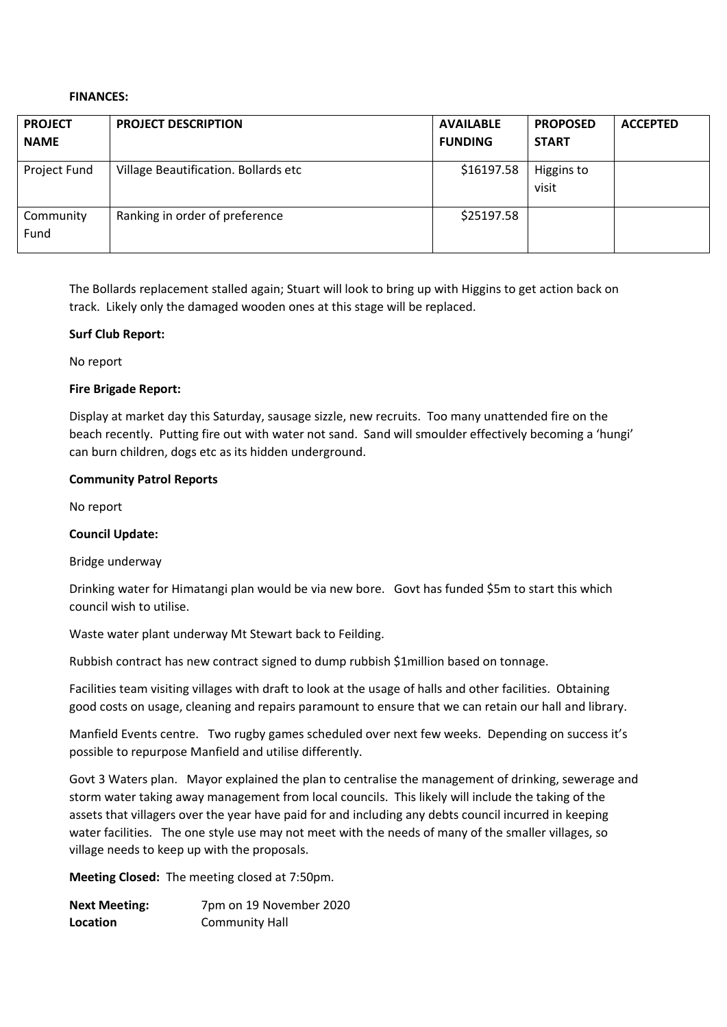**FINANCES:**

| PROJECT NAME | PROJECT DESCRIPTION | AVAILABLE FUNDING | PROPOSED START | ACCEPTED |
|---|---|---|---|---|
| Project Fund | Village Beautification. Bollards etc | $16197.58 | Higgins to visit | |
| Community Fund | Ranking in order of preference | $25197.58 | | |

The Bollards replacement stalled again; Stuart will look to bring up with Higgins to get action back on track. Likely only the damaged wooden ones at this stage will be replaced.

**Surf Club Report:**

No report

**Fire Brigade Report:**

Display at market day this Saturday, sausage sizzle, new recruits. Too many unattended fire on the beach recently. Putting fire out with water not sand. Sand will smoulder effectively becoming a 'hungi' can burn children, dogs etc as its hidden underground.

**Community Patrol Reports**

No report

**Council Update:**

Bridge underway

Drinking water for Himatangi plan would be via new bore. Govt has funded $5m to start this which council wish to utilise.

Waste water plant underway Mt Stewart back to Feilding.

Rubbish contract has new contract signed to dump rubbish $1million based on tonnage.

Facilities team visiting villages with draft to look at the usage of halls and other facilities. Obtaining good costs on usage, cleaning and repairs paramount to ensure that we can retain our hall and library.

Manfield Events centre. Two rugby games scheduled over next few weeks. Depending on success it's possible to repurpose Manfield and utilise differently.

Govt 3 Waters plan. Mayor explained the plan to centralise the management of drinking, sewerage and storm water taking away management from local councils. This likely will include the taking of the assets that villagers over the year have paid for and including any debts council incurred in keeping water facilities. The one style use may not meet with the needs of many of the smaller villages, so village needs to keep up with the proposals.

**Meeting Closed:** The meeting closed at 7:50pm.

**Next Meeting:** 7pm on 19 November 2020
**Location** Community Hall